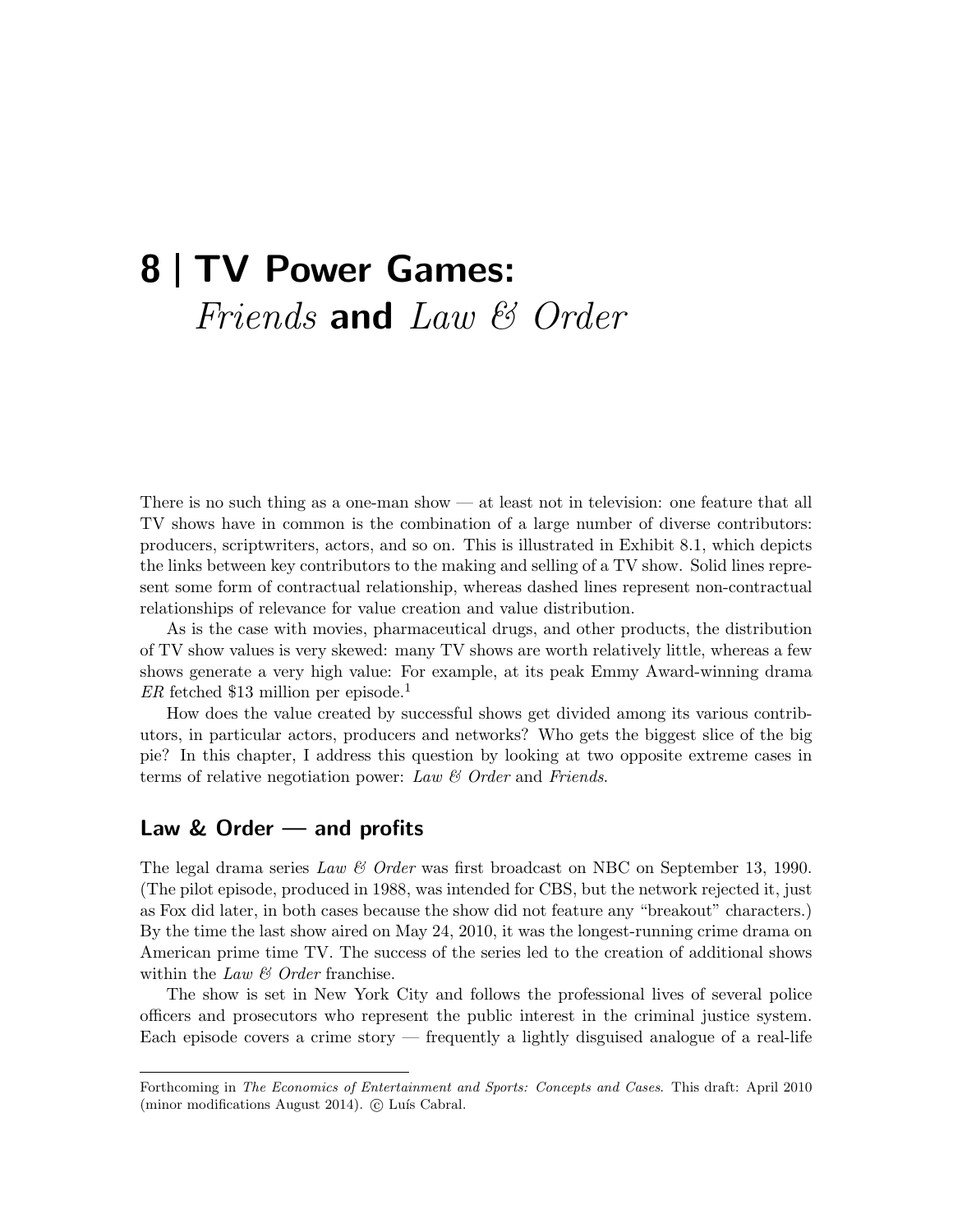# 8 | TV Power Games: *Friends* and *Law & Order*

There is no such thing as a one-man show — at least not in television: one feature that all TV shows have in common is the combination of a large number of diverse contributors: producers, scriptwriters, actors, and so on. This is illustrated in Exhibit 8.1, which depicts the links between key contributors to the making and selling of a TV show. Solid lines represent some form of contractual relationship, whereas dashed lines represent non-contractual relationships of relevance for value creation and value distribution.

As is the case with movies, pharmaceutical drugs, and other products, the distribution of TV show values is very skewed: many TV shows are worth relatively little, whereas a few shows generate a very high value: For example, at its peak Emmy Award-winning drama *ER* fetched $13 million per episode.[1]

How does the value created by successful shows get divided among its various contributors, in particular actors, producers and networks? Who gets the biggest slice of the big pie? In this chapter, I address this question by looking at two opposite extreme cases in terms of relative negotiation power: *Law & Order* and *Friends*.

## Law & Order — and profits

The legal drama series *Law & Order* was first broadcast on NBC on September 13, 1990. (The pilot episode, produced in 1988, was intended for CBS, but the network rejected it, just as Fox did later, in both cases because the show did not feature any "breakout" characters.) By the time the last show aired on May 24, 2010, it was the longest-running crime drama on American prime time TV. The success of the series led to the creation of additional shows within the *Law & Order* franchise.

The show is set in New York City and follows the professional lives of several police officers and prosecutors who represent the public interest in the criminal justice system. Each episode covers a crime story — frequently a lightly disguised analogue of a real-life

Forthcoming in *The Economics of Entertainment and Sports: Concepts and Cases*. This draft: April 2010 (minor modifications August 2014). © Luís Cabral.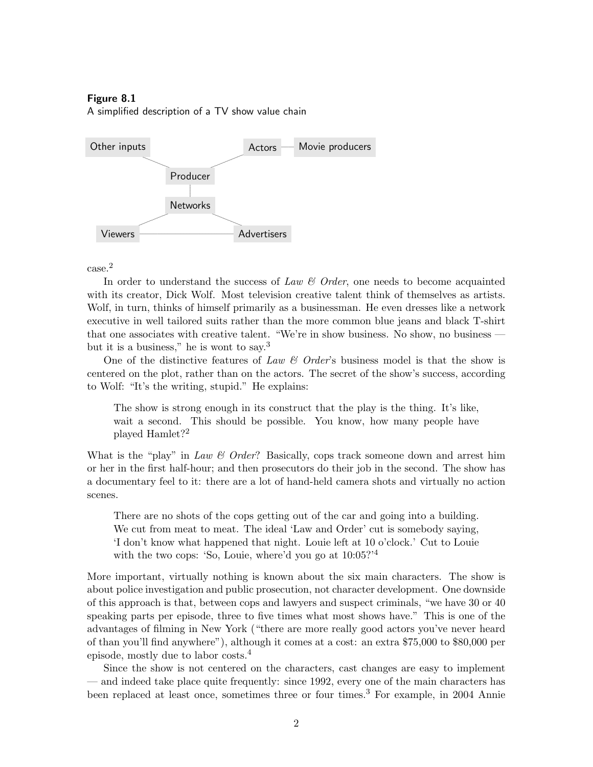**Figure 8.1**
A simplified description of a TV show value chain

Other inputs — Producer — Actors — Movie producers
Producer — Networks
Networks — Viewers — Advertisers

case.[2]

In order to understand the success of *Law & Order*, one needs to become acquainted with its creator, Dick Wolf. Most television creative talent think of themselves as artists. Wolf, in turn, thinks of himself primarily as a businessman. He even dresses like a network executive in well tailored suits rather than the more common blue jeans and black T-shirt that one associates with creative talent. "We're in show business. No show, no business — but it is a business," he is wont to say.[3]

One of the distinctive features of *Law & Order*'s business model is that the show is centered on the plot, rather than on the actors. The secret of the show's success, according to Wolf: "It's the writing, stupid." He explains:

> The show is strong enough in its construct that the play is the thing. It's like, wait a second. This should be possible. You know, how many people have played Hamlet?[2]

What is the "play" in *Law & Order*? Basically, cops track someone down and arrest him or her in the first half-hour; and then prosecutors do their job in the second. The show has a documentary feel to it: there are a lot of hand-held camera shots and virtually no action scenes.

> There are no shots of the cops getting out of the car and going into a building. We cut from meat to meat. The ideal 'Law and Order' cut is somebody saying, 'I don't know what happened that night. Louie left at 10 o'clock.' Cut to Louie with the two cops: 'So, Louie, where'd you go at 10:05?'[4]

More important, virtually nothing is known about the six main characters. The show is about police investigation and public prosecution, not character development. One downside of this approach is that, between cops and lawyers and suspect criminals, "we have 30 or 40 speaking parts per episode, three to five times what most shows have." This is one of the advantages of filming in New York ("there are more really good actors you've never heard of than you'll find anywhere"), although it comes at a cost: an extra $75,000 to $80,000 per episode, mostly due to labor costs.[4]

Since the show is not centered on the characters, cast changes are easy to implement — and indeed take place quite frequently: since 1992, every one of the main characters has been replaced at least once, sometimes three or four times.[3] For example, in 2004 Annie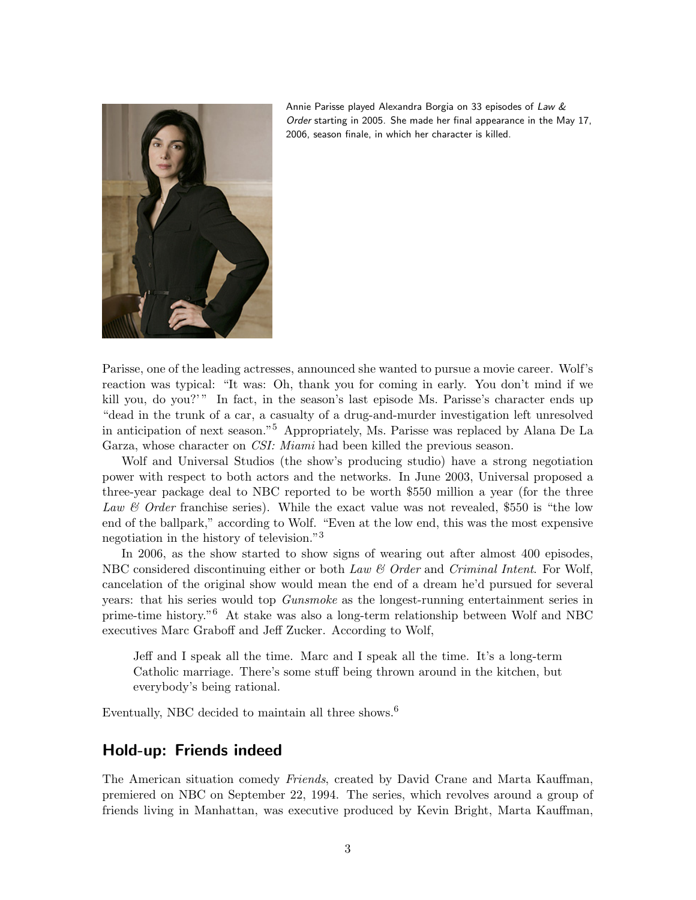Annie Parisse played Alexandra Borgia on 33 episodes of *Law & Order* starting in 2005. She made her final appearance in the May 17, 2006, season finale, in which her character is killed.

Parisse, one of the leading actresses, announced she wanted to pursue a movie career. Wolf's reaction was typical: "It was: Oh, thank you for coming in early. You don't mind if we kill you, do you?'" In fact, in the season's last episode Ms. Parisse's character ends up "dead in the trunk of a car, a casualty of a drug-and-murder investigation left unresolved in anticipation of next season."[5] Appropriately, Ms. Parisse was replaced by Alana De La Garza, whose character on *CSI: Miami* had been killed the previous season.

Wolf and Universal Studios (the show's producing studio) have a strong negotiation power with respect to both actors and the networks. In June 2003, Universal proposed a three-year package deal to NBC reported to be worth $550 million a year (for the three *Law & Order* franchise series). While the exact value was not revealed, $550 is "the low end of the ballpark," according to Wolf. "Even at the low end, this was the most expensive negotiation in the history of television."[3]

In 2006, as the show started to show signs of wearing out after almost 400 episodes, NBC considered discontinuing either or both *Law & Order* and *Criminal Intent*. For Wolf, cancelation of the original show would mean the end of a dream he'd pursued for several years: that his series would top *Gunsmoke* as the longest-running entertainment series in prime-time history."[6] At stake was also a long-term relationship between Wolf and NBC executives Marc Graboff and Jeff Zucker. According to Wolf,

> Jeff and I speak all the time. Marc and I speak all the time. It's a long-term Catholic marriage. There's some stuff being thrown around in the kitchen, but everybody's being rational.

Eventually, NBC decided to maintain all three shows.[6]

## Hold-up: Friends indeed

The American situation comedy *Friends*, created by David Crane and Marta Kauffman, premiered on NBC on September 22, 1994. The series, which revolves around a group of friends living in Manhattan, was executive produced by Kevin Bright, Marta Kauffman,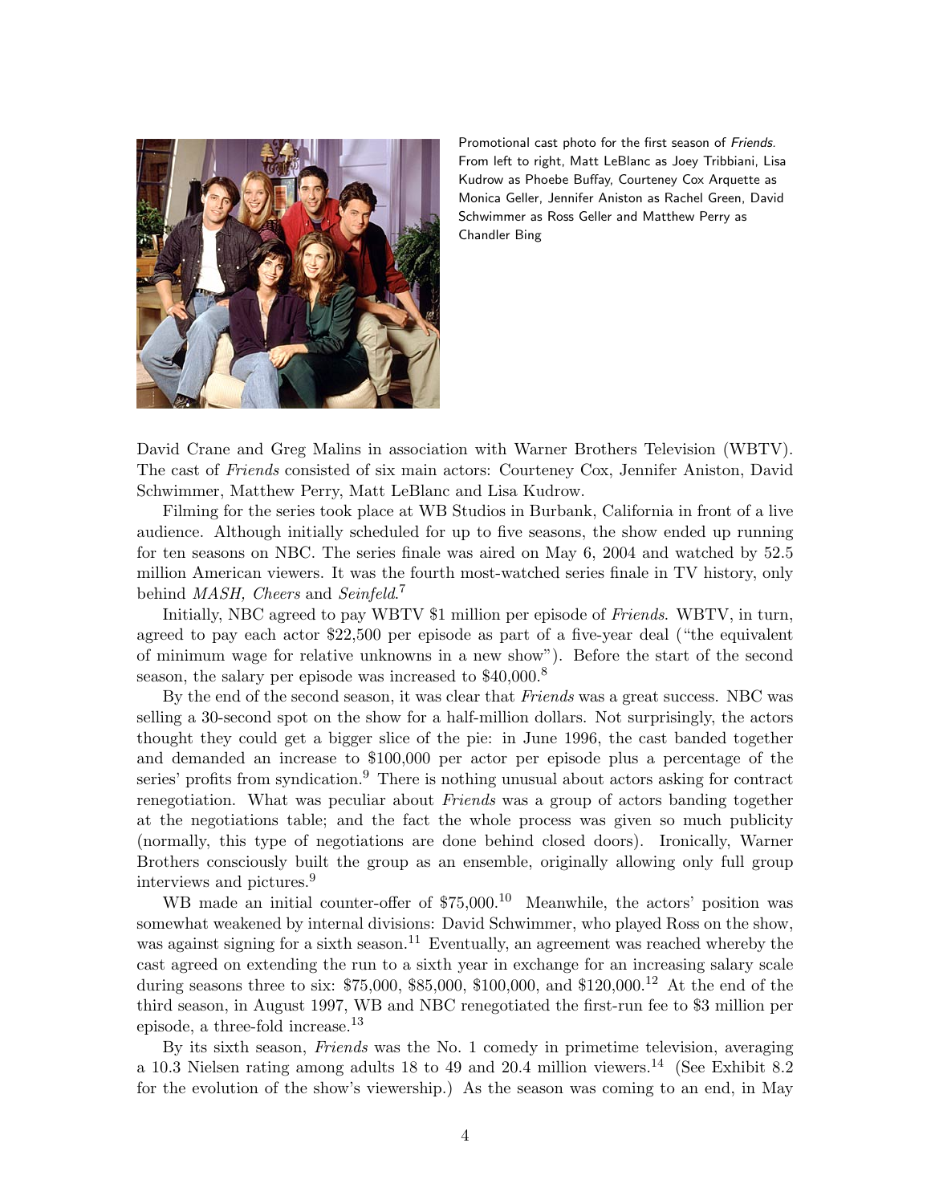Promotional cast photo for the first season of *Friends*. From left to right, Matt LeBlanc as Joey Tribbiani, Lisa Kudrow as Phoebe Buffay, Courteney Cox Arquette as Monica Geller, Jennifer Aniston as Rachel Green, David Schwimmer as Ross Geller and Matthew Perry as Chandler Bing

David Crane and Greg Malins in association with Warner Brothers Television (WBTV). The cast of *Friends* consisted of six main actors: Courteney Cox, Jennifer Aniston, David Schwimmer, Matthew Perry, Matt LeBlanc and Lisa Kudrow.

Filming for the series took place at WB Studios in Burbank, California in front of a live audience. Although initially scheduled for up to five seasons, the show ended up running for ten seasons on NBC. The series finale was aired on May 6, 2004 and watched by 52.5 million American viewers. It was the fourth most-watched series finale in TV history, only behind *MASH, Cheers* and *Seinfeld*.[7]

Initially, NBC agreed to pay WBTV \$1 million per episode of *Friends*. WBTV, in turn, agreed to pay each actor \$22,500 per episode as part of a five-year deal ("the equivalent of minimum wage for relative unknowns in a new show"). Before the start of the second season, the salary per episode was increased to \$40,000.[8]

By the end of the second season, it was clear that *Friends* was a great success. NBC was selling a 30-second spot on the show for a half-million dollars. Not surprisingly, the actors thought they could get a bigger slice of the pie: in June 1996, the cast banded together and demanded an increase to \$100,000 per actor per episode plus a percentage of the series' profits from syndication.[9] There is nothing unusual about actors asking for contract renegotiation. What was peculiar about *Friends* was a group of actors banding together at the negotiations table; and the fact the whole process was given so much publicity (normally, this type of negotiations are done behind closed doors). Ironically, Warner Brothers consciously built the group as an ensemble, originally allowing only full group interviews and pictures.[9]

WB made an initial counter-offer of \$75,000.[10] Meanwhile, the actors' position was somewhat weakened by internal divisions: David Schwimmer, who played Ross on the show, was against signing for a sixth season.[11] Eventually, an agreement was reached whereby the cast agreed on extending the run to a sixth year in exchange for an increasing salary scale during seasons three to six: \$75,000, \$85,000, \$100,000, and \$120,000.[12] At the end of the third season, in August 1997, WB and NBC renegotiated the first-run fee to \$3 million per episode, a three-fold increase.[13]

By its sixth season, *Friends* was the No. 1 comedy in primetime television, averaging a 10.3 Nielsen rating among adults 18 to 49 and 20.4 million viewers.[14] (See Exhibit 8.2 for the evolution of the show's viewership.) As the season was coming to an end, in May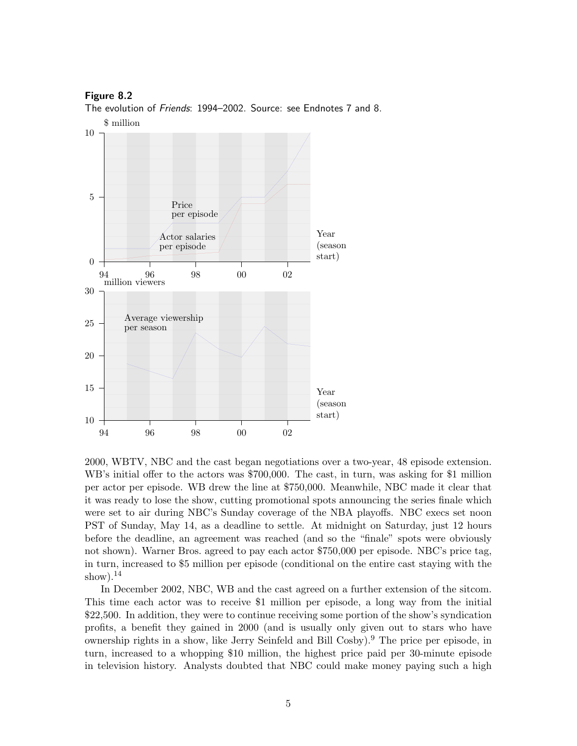**Figure 8.2**

The evolution of *Friends*: 1994–2002. Source: see Endnotes 7 and 8.

2000, WBTV, NBC and the cast began negotiations over a two-year, 48 episode extension. WB's initial offer to the actors was $700,000. The cast, in turn, was asking for $1 million per actor per episode. WB drew the line at $750,000. Meanwhile, NBC made it clear that it was ready to lose the show, cutting promotional spots announcing the series finale which were set to air during NBC's Sunday coverage of the NBA playoffs. NBC execs set noon PST of Sunday, May 14, as a deadline to settle. At midnight on Saturday, just 12 hours before the deadline, an agreement was reached (and so the "finale" spots were obviously not shown). Warner Bros. agreed to pay each actor $750,000 per episode. NBC's price tag, in turn, increased to $5 million per episode (conditional on the entire cast staying with the show).[14]

In December 2002, NBC, WB and the cast agreed on a further extension of the sitcom. This time each actor was to receive $1 million per episode, a long way from the initial $22,500. In addition, they were to continue receiving some portion of the show's syndication profits, a benefit they gained in 2000 (and is usually only given out to stars who have ownership rights in a show, like Jerry Seinfeld and Bill Cosby).[9] The price per episode, in turn, increased to a whopping $10 million, the highest price paid per 30-minute episode in television history. Analysts doubted that NBC could make money paying such a high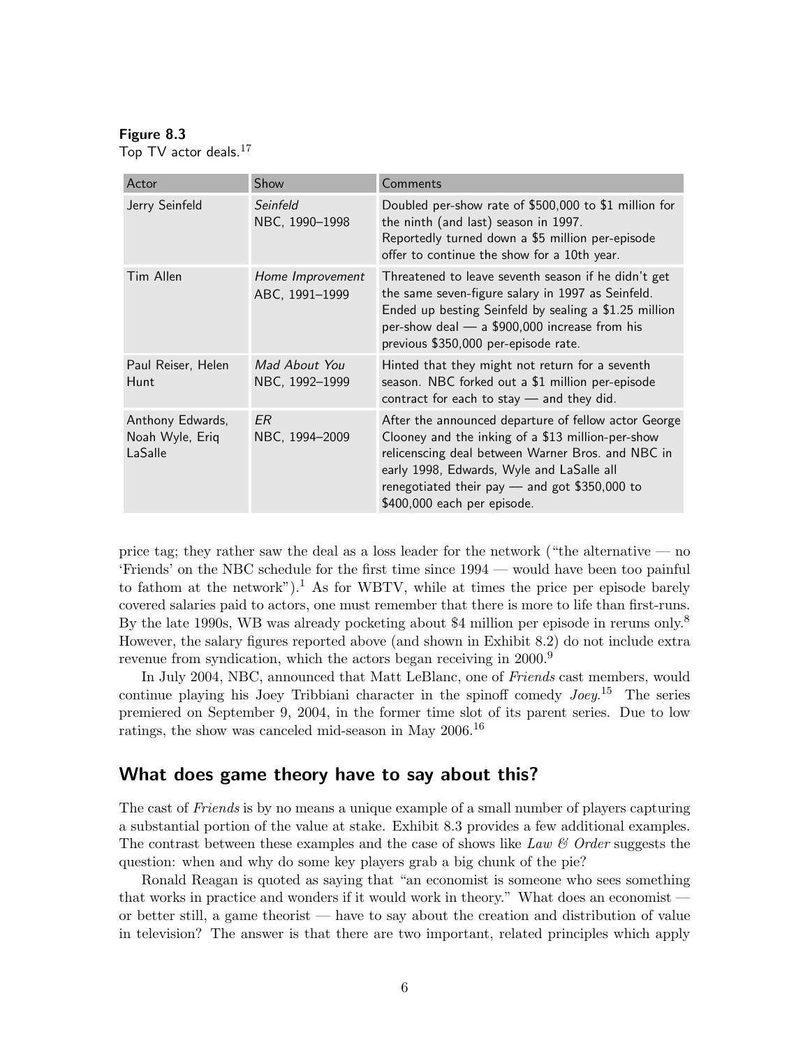**Figure 8.3**
Top TV actor deals.[17]

| Actor | Show | Comments |
|---|---|---|
| Jerry Seinfeld | *Seinfeld* NBC, 1990–1998 | Doubled per-show rate of \$500,000 to \$1 million for the ninth (and last) season in 1997. Reportedly turned down a \$5 million per-episode offer to continue the show for a 10th year. |
| Tim Allen | *Home Improvement* ABC, 1991–1999 | Threatened to leave seventh season if he didn't get the same seven-figure salary in 1997 as Seinfeld. Ended up besting Seinfeld by sealing a \$1.25 million per-show deal — a \$900,000 increase from his previous \$350,000 per-episode rate. |
| Paul Reiser, Helen Hunt | *Mad About You* NBC, 1992–1999 | Hinted that they might not return for a seventh season. NBC forked out a \$1 million per-episode contract for each to stay — and they did. |
| Anthony Edwards, Noah Wyle, Eriq LaSalle | *ER* NBC, 1994–2009 | After the announced departure of fellow actor George Clooney and the inking of a \$13 million-per-show relicenscing deal between Warner Bros. and NBC in early 1998, Edwards, Wyle and LaSalle all renegotiated their pay — and got \$350,000 to \$400,000 each per episode. |

price tag; they rather saw the deal as a loss leader for the network ("the alternative — no 'Friends' on the NBC schedule for the first time since 1994 — would have been too painful to fathom at the network").[1] As for WBTV, while at times the price per episode barely covered salaries paid to actors, one must remember that there is more to life than first-runs. By the late 1990s, WB was already pocketing about \$4 million per episode in reruns only.[8] However, the salary figures reported above (and shown in Exhibit 8.2) do not include extra revenue from syndication, which the actors began receiving in 2000.[9]

In July 2004, NBC, announced that Matt LeBlanc, one of *Friends* cast members, would continue playing his Joey Tribbiani character in the spinoff comedy *Joey*.[15] The series premiered on September 9, 2004, in the former time slot of its parent series. Due to low ratings, the show was canceled mid-season in May 2006.[16]

## What does game theory have to say about this?

The cast of *Friends* is by no means a unique example of a small number of players capturing a substantial portion of the value at stake. Exhibit 8.3 provides a few additional examples. The contrast between these examples and the case of shows like *Law & Order* suggests the question: when and why do some key players grab a big chunk of the pie?

Ronald Reagan is quoted as saying that "an economist is someone who sees something that works in practice and wonders if it would work in theory." What does an economist — or better still, a game theorist — have to say about the creation and distribution of value in television? The answer is that there are two important, related principles which apply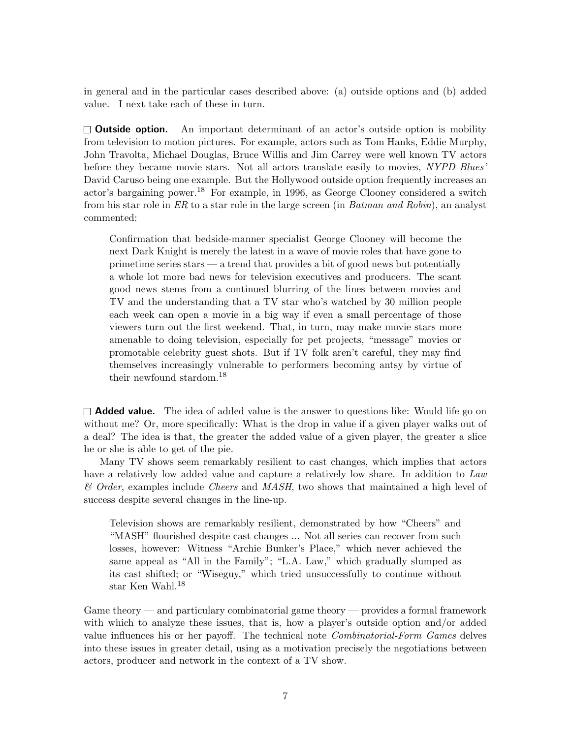in general and in the particular cases described above: (a) outside options and (b) added value. I next take each of these in turn.

☐ **Outside option.** An important determinant of an actor's outside option is mobility from television to motion pictures. For example, actors such as Tom Hanks, Eddie Murphy, John Travolta, Michael Douglas, Bruce Willis and Jim Carrey were well known TV actors before they became movie stars. Not all actors translate easily to movies, *NYPD Blues'* David Caruso being one example. But the Hollywood outside option frequently increases an actor's bargaining power.[18] For example, in 1996, as George Clooney considered a switch from his star role in *ER* to a star role in the large screen (in *Batman and Robin*), an analyst commented:

> Confirmation that bedside-manner specialist George Clooney will become the next Dark Knight is merely the latest in a wave of movie roles that have gone to primetime series stars — a trend that provides a bit of good news but potentially a whole lot more bad news for television executives and producers. The scant good news stems from a continued blurring of the lines between movies and TV and the understanding that a TV star who's watched by 30 million people each week can open a movie in a big way if even a small percentage of those viewers turn out the first weekend. That, in turn, may make movie stars more amenable to doing television, especially for pet projects, "message" movies or promotable celebrity guest shots. But if TV folk aren't careful, they may find themselves increasingly vulnerable to performers becoming antsy by virtue of their newfound stardom.[18]

☐ **Added value.** The idea of added value is the answer to questions like: Would life go on without me? Or, more specifically: What is the drop in value if a given player walks out of a deal? The idea is that, the greater the added value of a given player, the greater a slice he or she is able to get of the pie.

Many TV shows seem remarkably resilient to cast changes, which implies that actors have a relatively low added value and capture a relatively low share. In addition to *Law & Order*, examples include *Cheers* and *MASH*, two shows that maintained a high level of success despite several changes in the line-up.

> Television shows are remarkably resilient, demonstrated by how "Cheers" and "MASH" flourished despite cast changes ... Not all series can recover from such losses, however: Witness "Archie Bunker's Place," which never achieved the same appeal as "All in the Family"; "L.A. Law," which gradually slumped as its cast shifted; or "Wiseguy," which tried unsuccessfully to continue without star Ken Wahl.[18]

Game theory — and particulary combinatorial game theory — provides a formal framework with which to analyze these issues, that is, how a player's outside option and/or added value influences his or her payoff. The technical note *Combinatorial-Form Games* delves into these issues in greater detail, using as a motivation precisely the negotiations between actors, producer and network in the context of a TV show.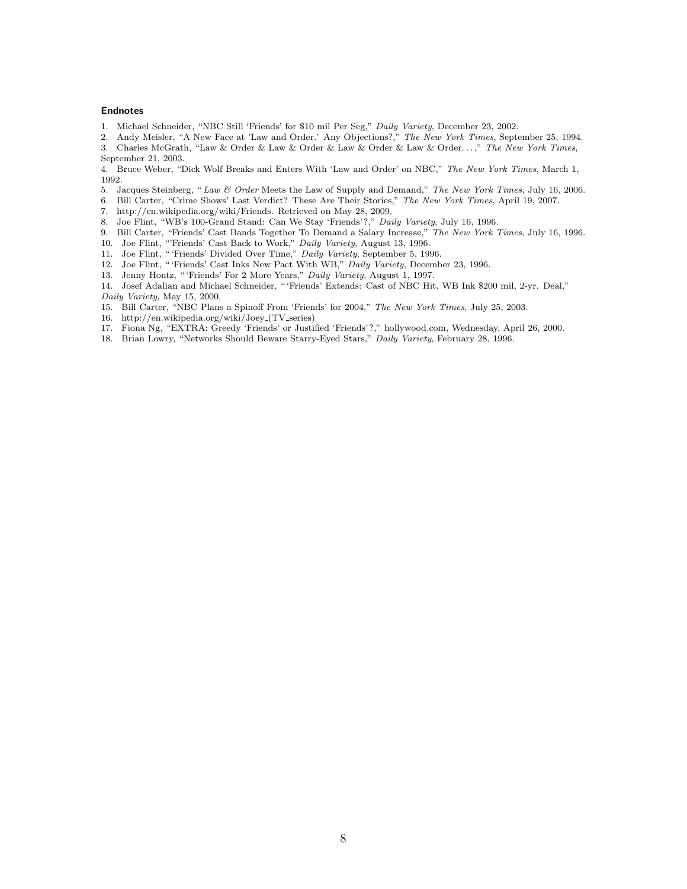### Endnotes

1. Michael Schneider, "NBC Still 'Friends' for $10 mil Per Seg," *Daily Variety*, December 23, 2002.
2. Andy Meisler, "A New Face at 'Law and Order.' Any Objections?," *The New York Times*, September 25, 1994.
3. Charles McGrath, "Law & Order & Law & Order & Law & Order & Law & Order...," *The New York Times*, September 21, 2003.
4. Bruce Weber, "Dick Wolf Breaks and Enters With 'Law and Order' on NBC," *The New York Times*, March 1, 1992.
5. Jacques Steinberg, "*Law & Order* Meets the Law of Supply and Demand," *The New York Times*, July 16, 2006.
6. Bill Carter, "Crime Shows' Last Verdict? These Are Their Stories," *The New York Times*, April 19, 2007.
7. http://en.wikipedia.org/wiki/Friends. Retrieved on May 28, 2009.
8. Joe Flint, "WB's 100-Grand Stand: Can We Stay 'Friends'?," *Daily Variety*, July 16, 1996.
9. Bill Carter, "Friends' Cast Bands Together To Demand a Salary Increase," *The New York Times*, July 16, 1996.
10. Joe Flint, "'Friends' Cast Back to Work," *Daily Variety*, August 13, 1996.
11. Joe Flint, "'Friends' Divided Over Time," *Daily Variety*, September 5, 1996.
12. Joe Flint, "'Friends' Cast Inks New Pact With WB," *Daily Variety*, December 23, 1996.
13. Jenny Hontz, "'Friends' For 2 More Years," *Daily Variety*, August 1, 1997.
14. Josef Adalian and Michael Schneider, "'Friends' Extends: Cast of NBC Hit, WB Ink $200 mil, 2-yr. Deal," *Daily Variety*, May 15, 2000.
15. Bill Carter, "NBC Plans a Spinoff From 'Friends' for 2004," *The New York Times*, July 25, 2003.
16. http://en.wikipedia.org/wiki/Joey_(TV_series)
17. Fiona Ng, "EXTRA: Greedy 'Friends' or Justified 'Friends'?," hollywood.com, Wednesday, April 26, 2000.
18. Brian Lowry, "Networks Should Beware Starry-Eyed Stars," *Daily Variety*, February 28, 1996.